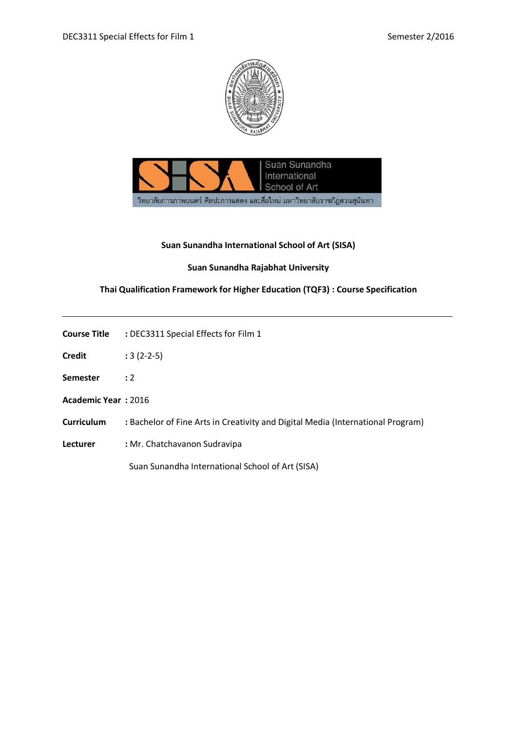**Suan Sunandha International School of Art (SISA)**

**Suan Sunandha Rajabhat University**

**Thai Qualification Framework for Higher Education (TQF3) : Course Specification**

---

**Course Title** : DEC3311 Special Effects for Film 1

**Credit** : 3 (2-2-5)

**Semester** : 2

**Academic Year** : 2016

**Curriculum** : Bachelor of Fine Arts in Creativity and Digital Media (International Program)

**Lecturer** : Mr. Chatchavanon Sudravipa

Suan Sunandha International School of Art (SISA)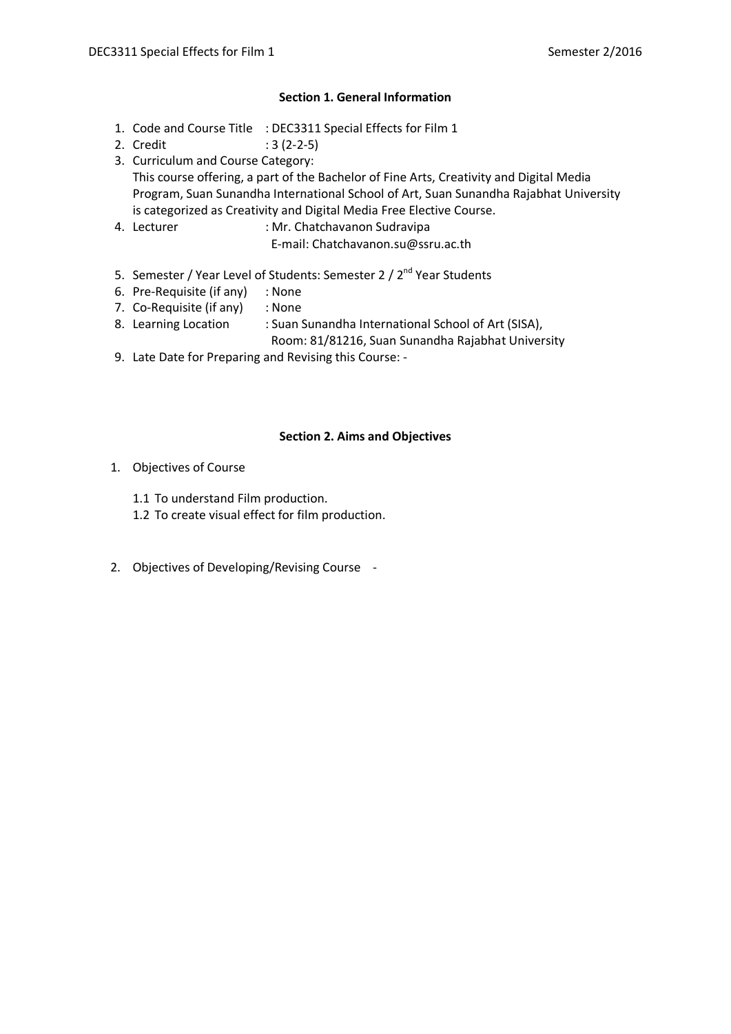## Section 1. General Information

1. Code and Course Title : DEC3311 Special Effects for Film 1
2. Credit : 3 (2-2-5)
3. Curriculum and Course Category:
   This course offering, a part of the Bachelor of Fine Arts, Creativity and Digital Media Program, Suan Sunandha International School of Art, Suan Sunandha Rajabhat University is categorized as Creativity and Digital Media Free Elective Course.
4. Lecturer : Mr. Chatchavanon Sudravipa
   E-mail: Chatchavanon.su@ssru.ac.th
5. Semester / Year Level of Students: Semester 2 / 2nd Year Students
6. Pre-Requisite (if any) : None
7. Co-Requisite (if any) : None
8. Learning Location : Suan Sunandha International School of Art (SISA),
   Room: 81/81216, Suan Sunandha Rajabhat University
9. Late Date for Preparing and Revising this Course: -

## Section 2. Aims and Objectives

1. Objectives of Course

   1.1 To understand Film production.
   1.2 To create visual effect for film production.

2. Objectives of Developing/Revising Course -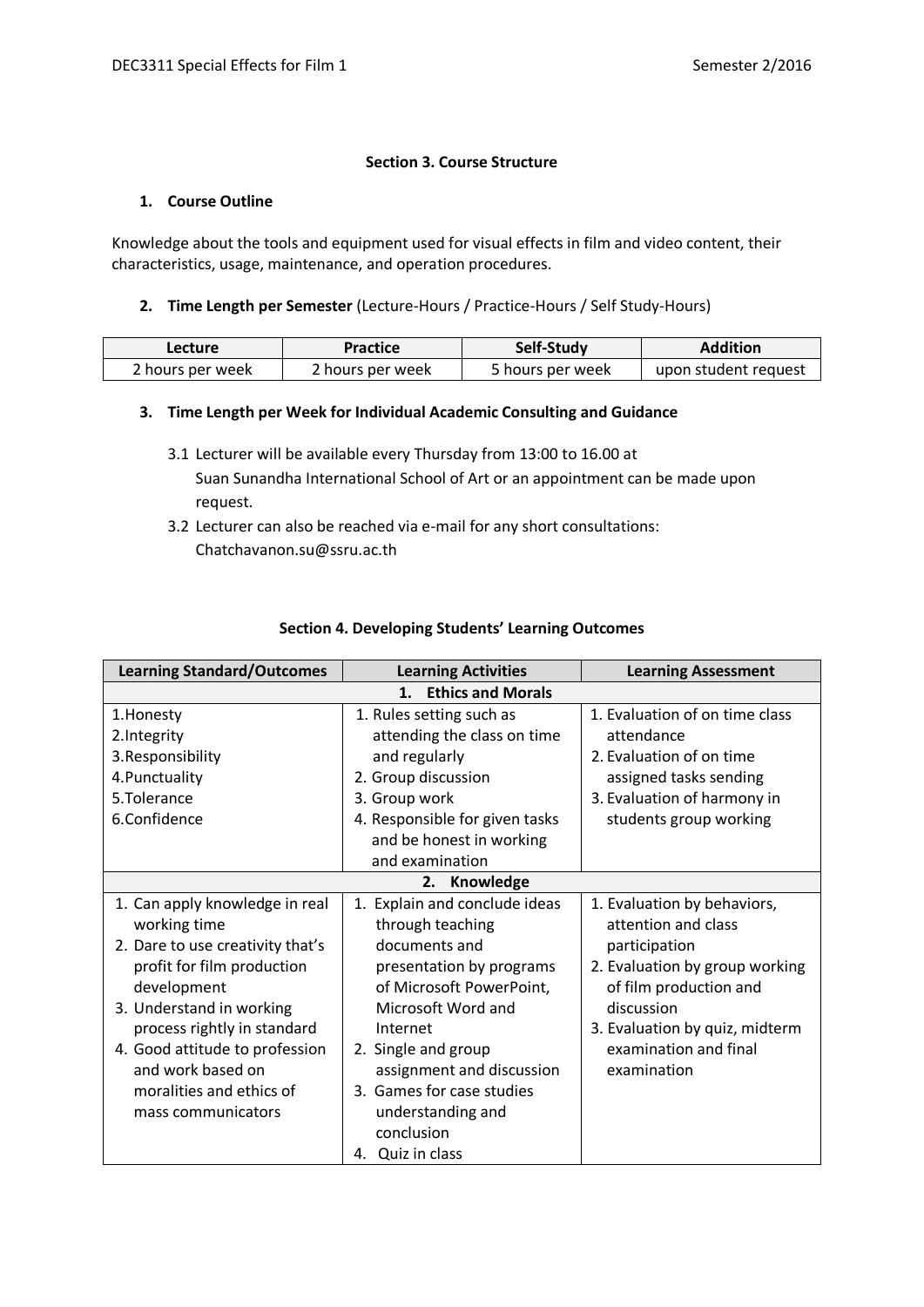## Section 3. Course Structure

### 1. Course Outline

Knowledge about the tools and equipment used for visual effects in film and video content, their characteristics, usage, maintenance, and operation procedures.

### 2. Time Length per Semester (Lecture-Hours / Practice-Hours / Self Study-Hours)

| Lecture | Practice | Self-Study | Addition |
|---|---|---|---|
| 2 hours per week | 2 hours per week | 5 hours per week | upon student request |

### 3. Time Length per Week for Individual Academic Consulting and Guidance

3.1 Lecturer will be available every Thursday from 13:00 to 16.00 at Suan Sunandha International School of Art or an appointment can be made upon request.

3.2 Lecturer can also be reached via e-mail for any short consultations: Chatchavanon.su@ssru.ac.th

## Section 4. Developing Students' Learning Outcomes

| Learning Standard/Outcomes | Learning Activities | Learning Assessment |
|---|---|---|
| **1. Ethics and Morals** | | |
| 1.Honesty<br>2.Integrity<br>3.Responsibility<br>4.Punctuality<br>5.Tolerance<br>6.Confidence | 1. Rules setting such as attending the class on time and regularly<br>2. Group discussion<br>3. Group work<br>4. Responsible for given tasks and be honest in working and examination | 1. Evaluation of on time class attendance<br>2. Evaluation of on time assigned tasks sending<br>3. Evaluation of harmony in students group working |
| **2. Knowledge** | | |
| 1. Can apply knowledge in real working time<br>2. Dare to use creativity that's profit for film production development<br>3. Understand in working process rightly in standard<br>4. Good attitude to profession and work based on moralities and ethics of mass communicators | 1. Explain and conclude ideas through teaching documents and presentation by programs of Microsoft PowerPoint, Microsoft Word and Internet<br>2. Single and group assignment and discussion<br>3. Games for case studies understanding and conclusion<br>4. Quiz in class | 1. Evaluation by behaviors, attention and class participation<br>2. Evaluation by group working of film production and discussion<br>3. Evaluation by quiz, midterm examination and final examination |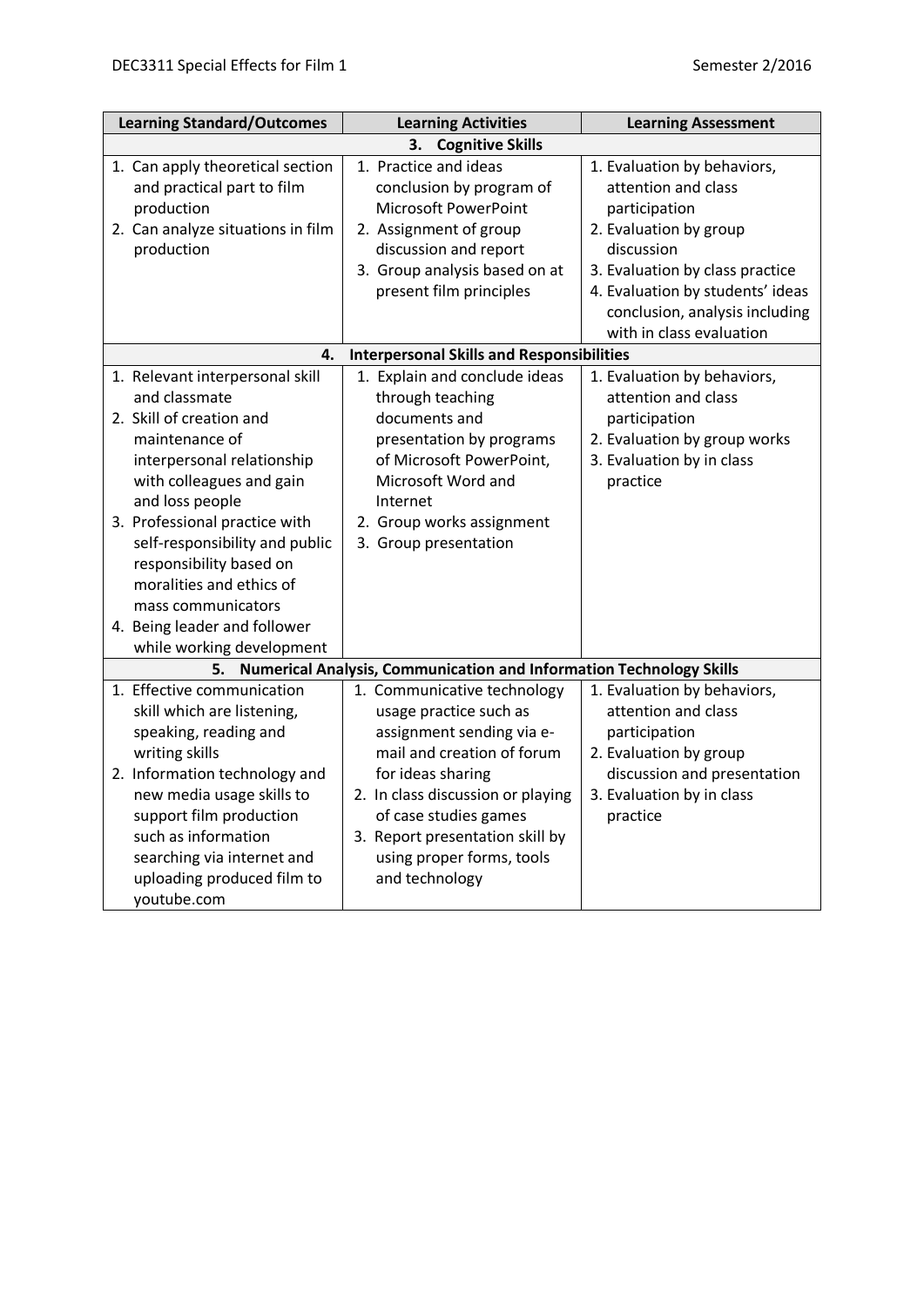| Learning Standard/Outcomes | Learning Activities | Learning Assessment |
|---|---|---|
| **3. Cognitive Skills** | | |
| 1. Can apply theoretical section and practical part to film production<br>2. Can analyze situations in film production | 1. Practice and ideas conclusion by program of Microsoft PowerPoint<br>2. Assignment of group discussion and report<br>3. Group analysis based on at present film principles | 1. Evaluation by behaviors, attention and class participation<br>2. Evaluation by group discussion<br>3. Evaluation by class practice<br>4. Evaluation by students' ideas conclusion, analysis including with in class evaluation |
| **4. Interpersonal Skills and Responsibilities** | | |
| 1. Relevant interpersonal skill and classmate<br>2. Skill of creation and maintenance of interpersonal relationship with colleagues and gain and loss people<br>3. Professional practice with self-responsibility and public responsibility based on moralities and ethics of mass communicators<br>4. Being leader and follower while working development | 1. Explain and conclude ideas through teaching documents and presentation by programs of Microsoft PowerPoint, Microsoft Word and Internet<br>2. Group works assignment<br>3. Group presentation | 1. Evaluation by behaviors, attention and class participation<br>2. Evaluation by group works<br>3. Evaluation by in class practice |
| **5. Numerical Analysis, Communication and Information Technology Skills** | | |
| 1. Effective communication skill which are listening, speaking, reading and writing skills<br>2. Information technology and new media usage skills to support film production such as information searching via internet and uploading produced film to youtube.com | 1. Communicative technology usage practice such as assignment sending via e-mail and creation of forum for ideas sharing<br>2. In class discussion or playing of case studies games<br>3. Report presentation skill by using proper forms, tools and technology | 1. Evaluation by behaviors, attention and class participation<br>2. Evaluation by group discussion and presentation<br>3. Evaluation by in class practice |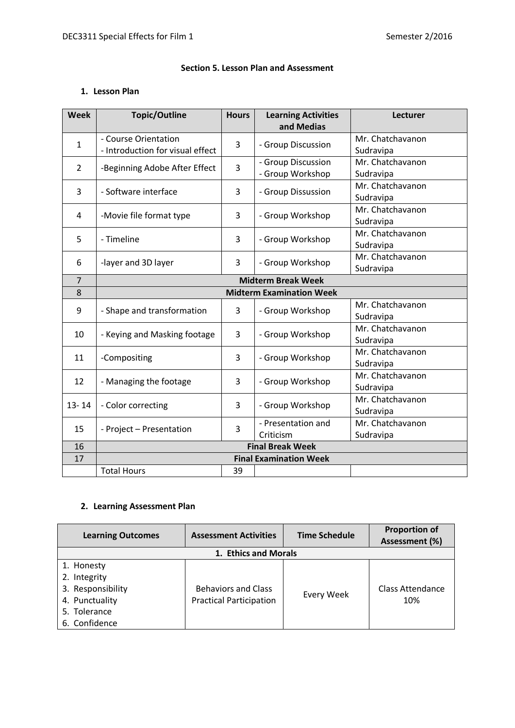### Section 5. Lesson Plan and Assessment

#### 1. Lesson Plan

| Week | Topic/Outline | Hours | Learning Activities and Medias | Lecturer |
|---|---|---|---|---|
| 1 | - Course Orientation<br>- Introduction for visual effect | 3 | - Group Discussion | Mr. Chatchavanon Sudravipa |
| 2 | -Beginning Adobe After Effect | 3 | - Group Discussion<br>- Group Workshop | Mr. Chatchavanon Sudravipa |
| 3 | - Software interface | 3 | - Group Dissussion | Mr. Chatchavanon Sudravipa |
| 4 | -Movie file format type | 3 | - Group Workshop | Mr. Chatchavanon Sudravipa |
| 5 | - Timeline | 3 | - Group Workshop | Mr. Chatchavanon Sudravipa |
| 6 | -layer and 3D layer | 3 | - Group Workshop | Mr. Chatchavanon Sudravipa |
| 7 | **Midterm Break Week** | | | |
| 8 | **Midterm Examination Week** | | | |
| 9 | - Shape and transformation | 3 | - Group Workshop | Mr. Chatchavanon Sudravipa |
| 10 | - Keying and Masking footage | 3 | - Group Workshop | Mr. Chatchavanon Sudravipa |
| 11 | -Compositing | 3 | - Group Workshop | Mr. Chatchavanon Sudravipa |
| 12 | - Managing the footage | 3 | - Group Workshop | Mr. Chatchavanon Sudravipa |
| 13- 14 | - Color correcting | 3 | - Group Workshop | Mr. Chatchavanon Sudravipa |
| 15 | - Project – Presentation | 3 | - Presentation and Criticism | Mr. Chatchavanon Sudravipa |
| 16 | **Final Break Week** | | | |
| 17 | **Final Examination Week** | | | |
| | Total Hours | 39 | | |

#### 2. Learning Assessment Plan

| Learning Outcomes | Assessment Activities | Time Schedule | Proportion of Assessment (%) |
|---|---|---|---|
| **1. Ethics and Morals** | | | |
| 1. Honesty<br>2. Integrity<br>3. Responsibility<br>4. Punctuality<br>5. Tolerance<br>6. Confidence | Behaviors and Class Practical Participation | Every Week | Class Attendance 10% |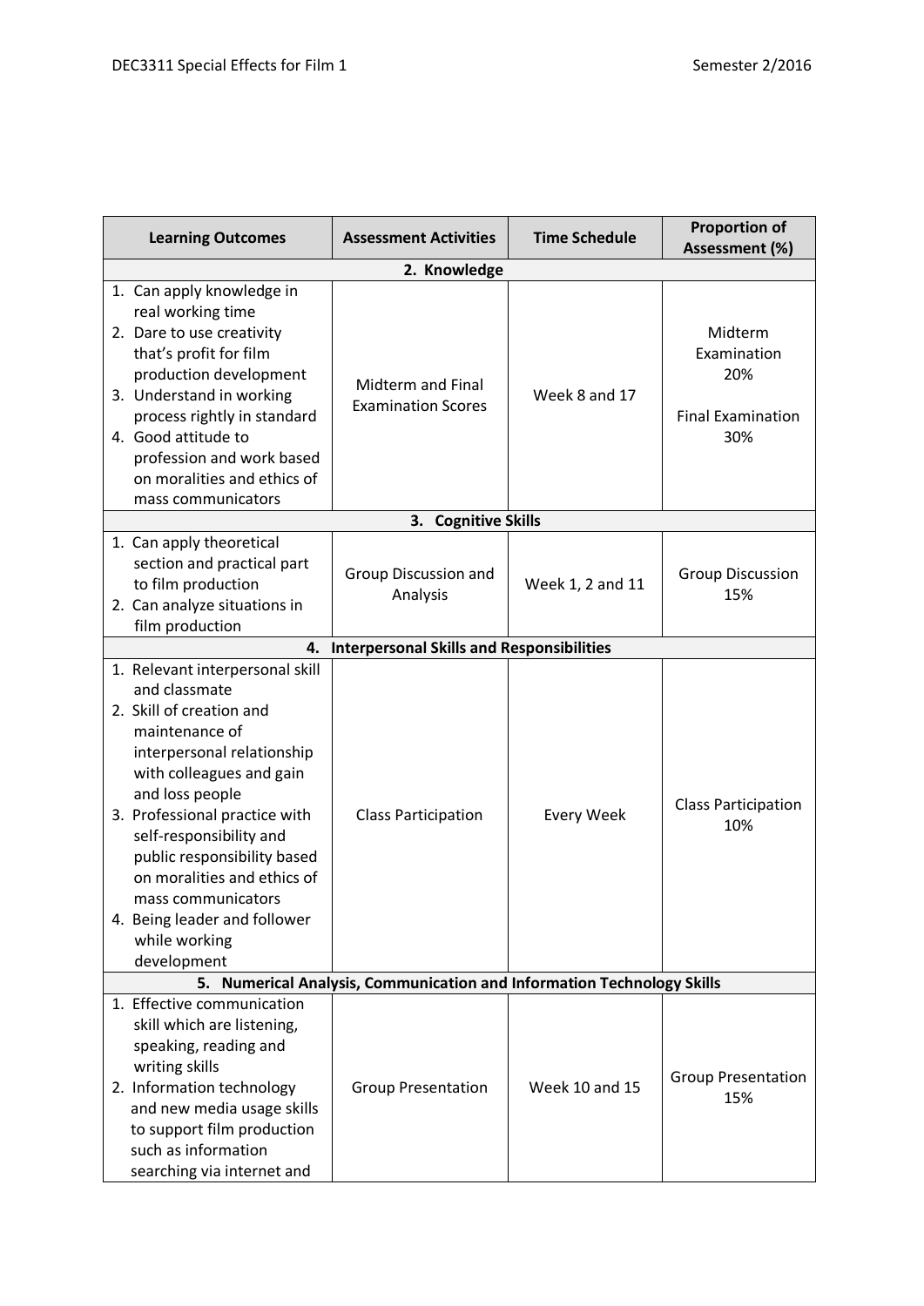| Learning Outcomes | Assessment Activities | Time Schedule | Proportion of Assessment (%) |
|---|---|---|---|
| **2. Knowledge** | | | |
| 1. Can apply knowledge in real working time<br>2. Dare to use creativity that's profit for film production development<br>3. Understand in working process rightly in standard<br>4. Good attitude to profession and work based on moralities and ethics of mass communicators | Midterm and Final Examination Scores | Week 8 and 17 | Midterm Examination 20%<br><br>Final Examination 30% |
| **3. Cognitive Skills** | | | |
| 1. Can apply theoretical section and practical part to film production<br>2. Can analyze situations in film production | Group Discussion and Analysis | Week 1, 2 and 11 | Group Discussion 15% |
| **4. Interpersonal Skills and Responsibilities** | | | |
| 1. Relevant interpersonal skill and classmate<br>2. Skill of creation and maintenance of interpersonal relationship with colleagues and gain and loss people<br>3. Professional practice with self-responsibility and public responsibility based on moralities and ethics of mass communicators<br>4. Being leader and follower while working development | Class Participation | Every Week | Class Participation 10% |
| **5. Numerical Analysis, Communication and Information Technology Skills** | | | |
| 1. Effective communication skill which are listening, speaking, reading and writing skills<br>2. Information technology and new media usage skills to support film production such as information searching via internet and | Group Presentation | Week 10 and 15 | Group Presentation 15% |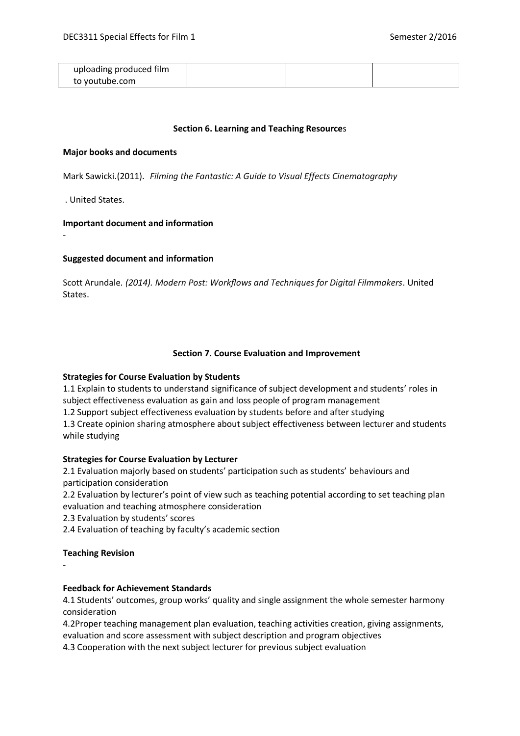| uploading produced film to youtube.com | | | |
|---|---|---|---|

## Section 6. Learning and Teaching Resources

**Major books and documents**

Mark Sawicki.(2011). *Filming the Fantastic: A Guide to Visual Effects Cinematography*

. United States.

**Important document and information**

-

**Suggested document and information**

Scott Arundale. *(2014). Modern Post: Workflows and Techniques for Digital Filmmakers*. United States.

## Section 7. Course Evaluation and Improvement

**Strategies for Course Evaluation by Students**

1.1 Explain to students to understand significance of subject development and students' roles in subject effectiveness evaluation as gain and loss people of program management

1.2 Support subject effectiveness evaluation by students before and after studying

1.3 Create opinion sharing atmosphere about subject effectiveness between lecturer and students while studying

**Strategies for Course Evaluation by Lecturer**

2.1 Evaluation majorly based on students' participation such as students' behaviours and participation consideration

2.2 Evaluation by lecturer's point of view such as teaching potential according to set teaching plan evaluation and teaching atmosphere consideration

2.3 Evaluation by students' scores

2.4 Evaluation of teaching by faculty's academic section

**Teaching Revision**

-

**Feedback for Achievement Standards**

4.1 Students' outcomes, group works' quality and single assignment the whole semester harmony consideration

4.2Proper teaching management plan evaluation, teaching activities creation, giving assignments, evaluation and score assessment with subject description and program objectives

4.3 Cooperation with the next subject lecturer for previous subject evaluation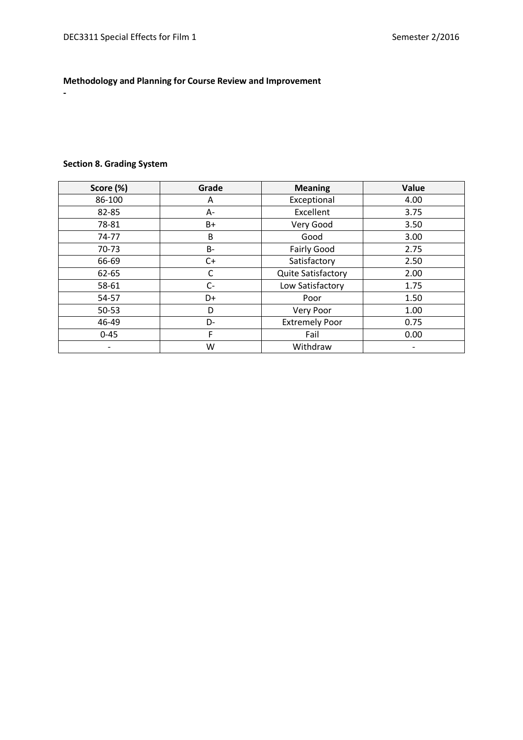**Methodology and Planning for Course Review and Improvement**

-

**Section 8. Grading System**

| Score (%) | Grade | Meaning | Value |
|---|---|---|---|
| 86-100 | A | Exceptional | 4.00 |
| 82-85 | A- | Excellent | 3.75 |
| 78-81 | B+ | Very Good | 3.50 |
| 74-77 | B | Good | 3.00 |
| 70-73 | B- | Fairly Good | 2.75 |
| 66-69 | C+ | Satisfactory | 2.50 |
| 62-65 | C | Quite Satisfactory | 2.00 |
| 58-61 | C- | Low Satisfactory | 1.75 |
| 54-57 | D+ | Poor | 1.50 |
| 50-53 | D | Very Poor | 1.00 |
| 46-49 | D- | Extremely Poor | 0.75 |
| 0-45 | F | Fail | 0.00 |
| - | W | Withdraw | - |